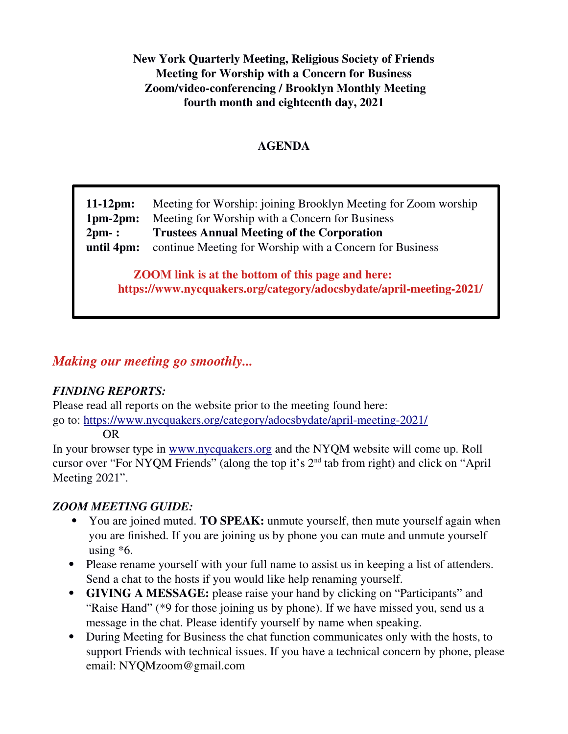**New York Quarterly Meeting, Religious Society of Friends**
**Meeting for Worship with a Concern for Business**
**Zoom/video-conferencing / Brooklyn Monthly Meeting**
**fourth month and eighteenth day, 2021**

## AGENDA

| | |
|---|---|
| **11-12pm:** | Meeting for Worship: joining Brooklyn Meeting for Zoom worship |
| **1pm-2pm:** | Meeting for Worship with a Concern for Business |
| **2pm- :** | **Trustees Annual Meeting of the Corporation** |
| **until 4pm:** | continue Meeting for Worship with a Concern for Business |

**ZOOM link is at the bottom of this page and here:**
**https://www.nycquakers.org/category/adocsbydate/april-meeting-2021/**

## *Making our meeting go smoothly...*

### *FINDING REPORTS:*

Please read all reports on the website prior to the meeting found here:
go to: https://www.nycquakers.org/category/adocsbydate/april-meeting-2021/

OR

In your browser type in www.nycquakers.org and the NYQM website will come up. Roll cursor over "For NYQM Friends" (along the top it's 2nd tab from right) and click on "April Meeting 2021".

### *ZOOM MEETING GUIDE:*

- You are joined muted. **TO SPEAK:** unmute yourself, then mute yourself again when you are finished. If you are joining us by phone you can mute and unmute yourself using *6.
- Please rename yourself with your full name to assist us in keeping a list of attenders. Send a chat to the hosts if you would like help renaming yourself.
- **GIVING A MESSAGE:** please raise your hand by clicking on "Participants" and "Raise Hand" (*9 for those joining us by phone). If we have missed you, send us a message in the chat. Please identify yourself by name when speaking.
- During Meeting for Business the chat function communicates only with the hosts, to support Friends with technical issues. If you have a technical concern by phone, please email: NYQMzoom@gmail.com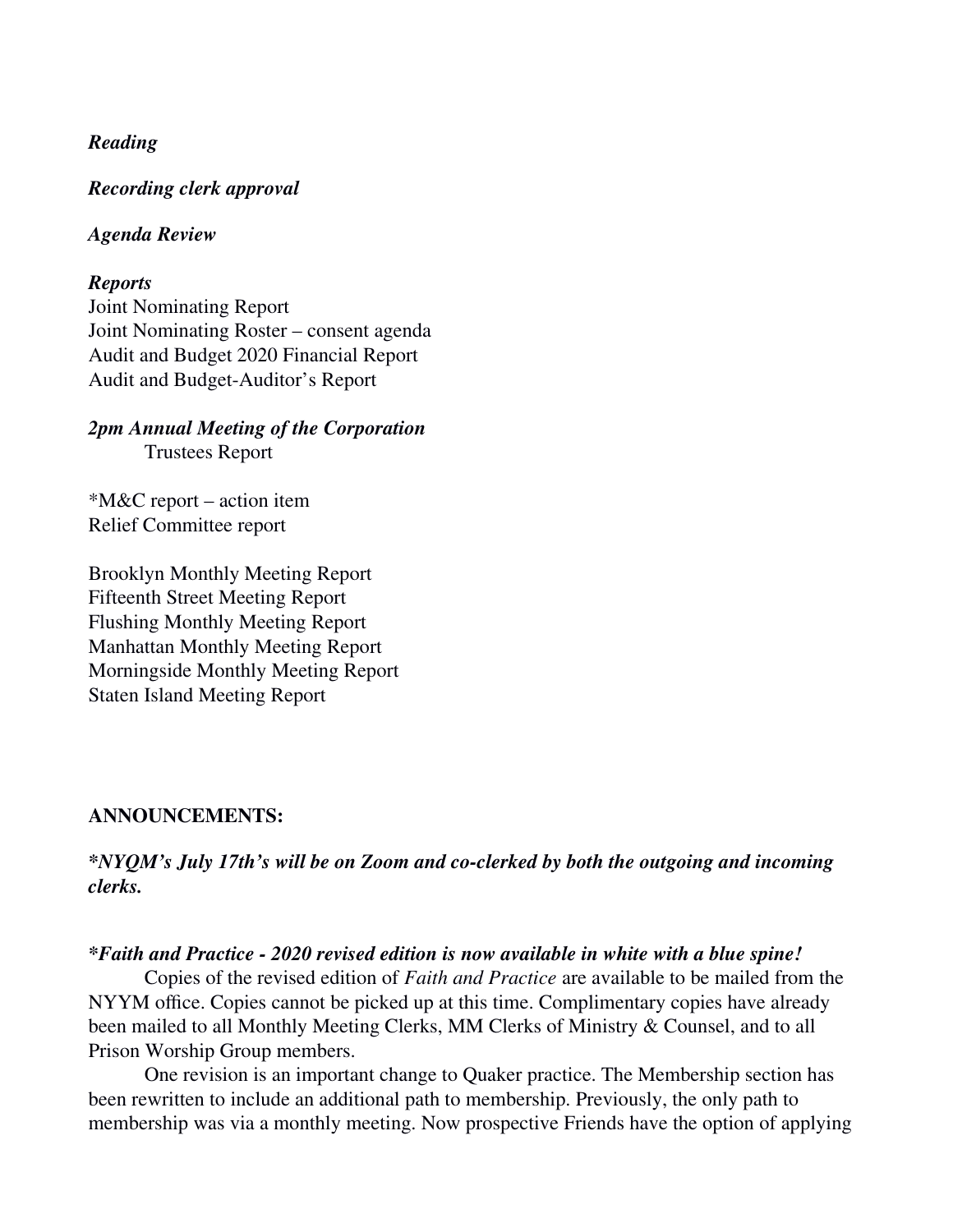***Reading***

***Recording clerk approval***

***Agenda Review***

***Reports***
Joint Nominating Report
Joint Nominating Roster – consent agenda
Audit and Budget 2020 Financial Report
Audit and Budget-Auditor's Report

***2pm Annual Meeting of the Corporation***
Trustees Report

*M&C report – action item
Relief Committee report

Brooklyn Monthly Meeting Report
Fifteenth Street Meeting Report
Flushing Monthly Meeting Report
Manhattan Monthly Meeting Report
Morningside Monthly Meeting Report
Staten Island Meeting Report

**ANNOUNCEMENTS:**

***\*NYQM's July 17th's will be on Zoom and co-clerked by both the outgoing and incoming clerks.***

***\*Faith and Practice - 2020 revised edition is now available in white with a blue spine!***

Copies of the revised edition of *Faith and Practice* are available to be mailed from the NYYM office. Copies cannot be picked up at this time. Complimentary copies have already been mailed to all Monthly Meeting Clerks, MM Clerks of Ministry & Counsel, and to all Prison Worship Group members.

One revision is an important change to Quaker practice. The Membership section has been rewritten to include an additional path to membership. Previously, the only path to membership was via a monthly meeting. Now prospective Friends have the option of applying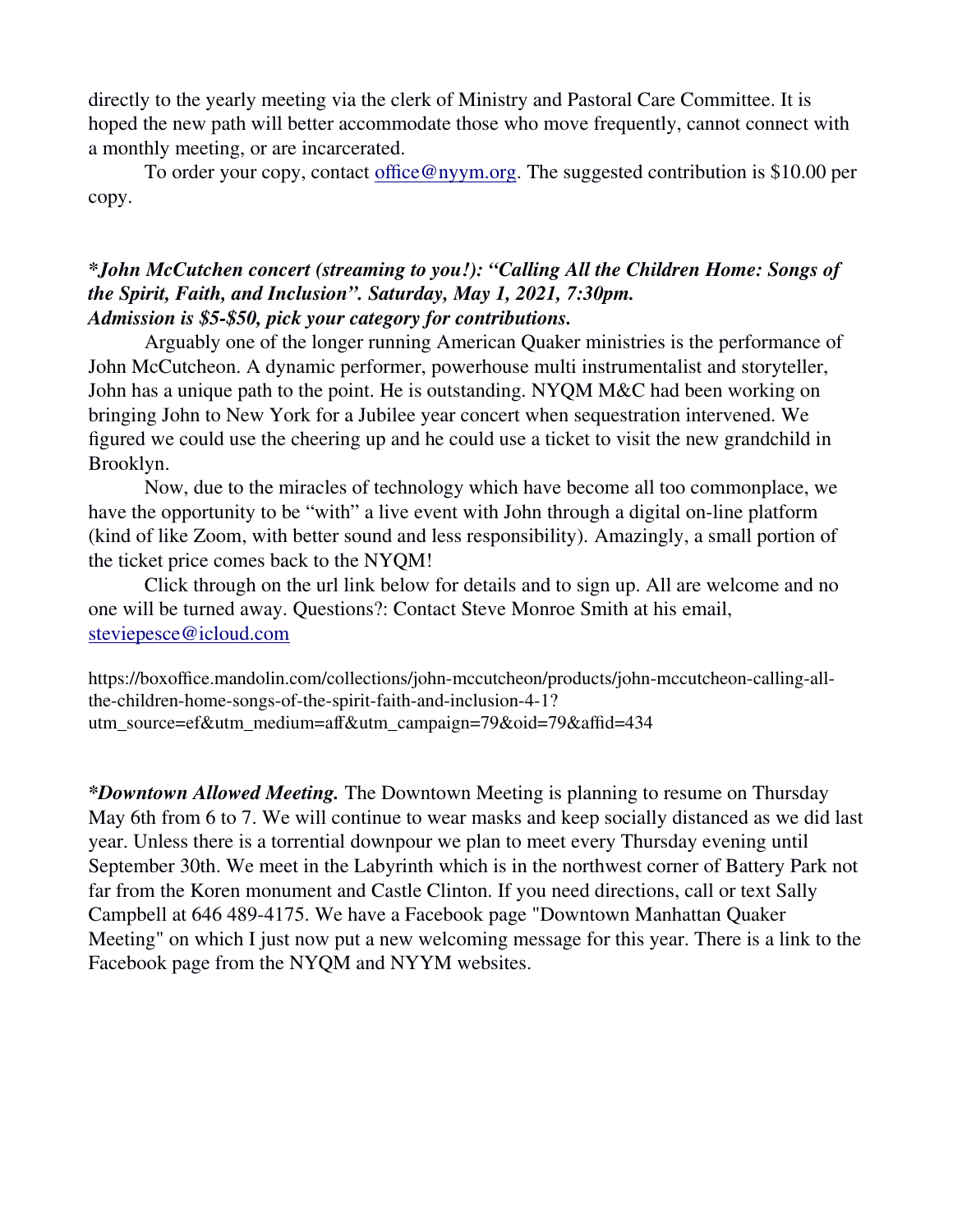directly to the yearly meeting via the clerk of Ministry and Pastoral Care Committee. It is hoped the new path will better accommodate those who move frequently, cannot connect with a monthly meeting, or are incarcerated.

To order your copy, contact office@nyym.org. The suggested contribution is $10.00 per copy.

***John McCutchen concert (streaming to you!): "Calling All the Children Home: Songs of the Spirit, Faith, and Inclusion". Saturday, May 1, 2021, 7:30pm. Admission is $5-$50, pick your category for contributions.***

Arguably one of the longer running American Quaker ministries is the performance of John McCutcheon. A dynamic performer, powerhouse multi instrumentalist and storyteller, John has a unique path to the point. He is outstanding. NYQM M&C had been working on bringing John to New York for a Jubilee year concert when sequestration intervened. We figured we could use the cheering up and he could use a ticket to visit the new grandchild in Brooklyn.

Now, due to the miracles of technology which have become all too commonplace, we have the opportunity to be "with" a live event with John through a digital on-line platform (kind of like Zoom, with better sound and less responsibility). Amazingly, a small portion of the ticket price comes back to the NYQM!

Click through on the url link below for details and to sign up. All are welcome and no one will be turned away. Questions?: Contact Steve Monroe Smith at his email, steviepesce@icloud.com

https://boxoffice.mandolin.com/collections/john-mccutcheon/products/john-mccutcheon-calling-all-the-children-home-songs-of-the-spirit-faith-and-inclusion-4-1?utm_source=ef&utm_medium=aff&utm_campaign=79&oid=79&affid=434

***Downtown Allowed Meeting.*** The Downtown Meeting is planning to resume on Thursday May 6th from 6 to 7. We will continue to wear masks and keep socially distanced as we did last year. Unless there is a torrential downpour we plan to meet every Thursday evening until September 30th. We meet in the Labyrinth which is in the northwest corner of Battery Park not far from the Koren monument and Castle Clinton. If you need directions, call or text Sally Campbell at 646 489-4175. We have a Facebook page "Downtown Manhattan Quaker Meeting" on which I just now put a new welcoming message for this year. There is a link to the Facebook page from the NYQM and NYYM websites.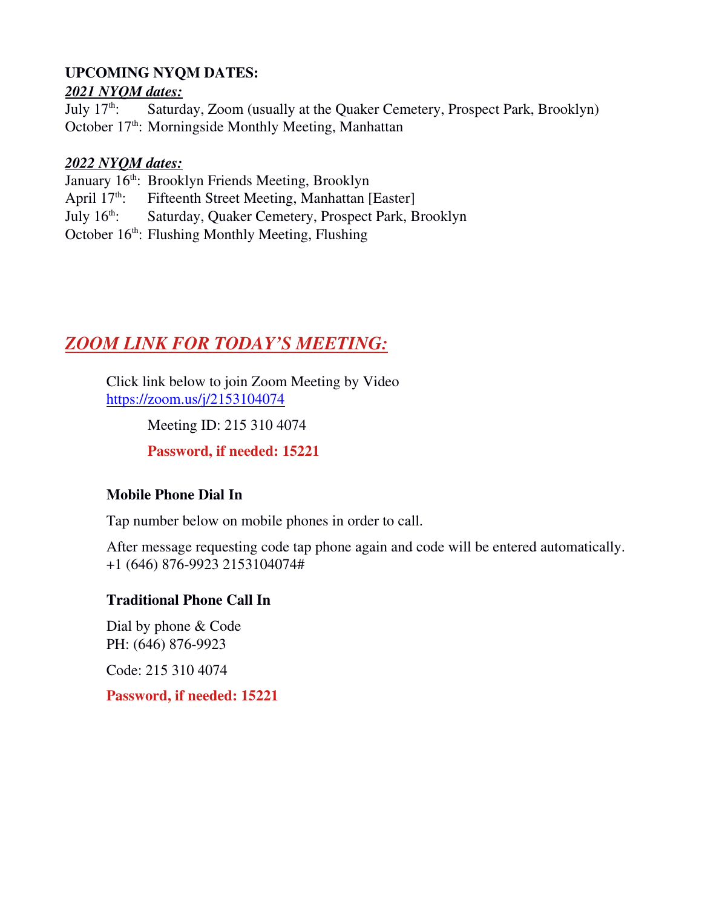**UPCOMING NYQM DATES:**

***2021 NYQM dates:***

July 17th: Saturday, Zoom (usually at the Quaker Cemetery, Prospect Park, Brooklyn)
October 17th: Morningside Monthly Meeting, Manhattan

***2022 NYQM dates:***

January 16th: Brooklyn Friends Meeting, Brooklyn
April 17th: Fifteenth Street Meeting, Manhattan [Easter]
July 16th: Saturday, Quaker Cemetery, Prospect Park, Brooklyn
October 16th: Flushing Monthly Meeting, Flushing

## ***ZOOM LINK FOR TODAY'S MEETING:***

Click link below to join Zoom Meeting by Video
https://zoom.us/j/2153104074

Meeting ID: 215 310 4074

**Password, if needed: 15221**

**Mobile Phone Dial In**

Tap number below on mobile phones in order to call.

After message requesting code tap phone again and code will be entered automatically.
+1 (646) 876-9923 2153104074#

**Traditional Phone Call In**

Dial by phone & Code
PH: (646) 876-9923

Code: 215 310 4074

**Password, if needed: 15221**